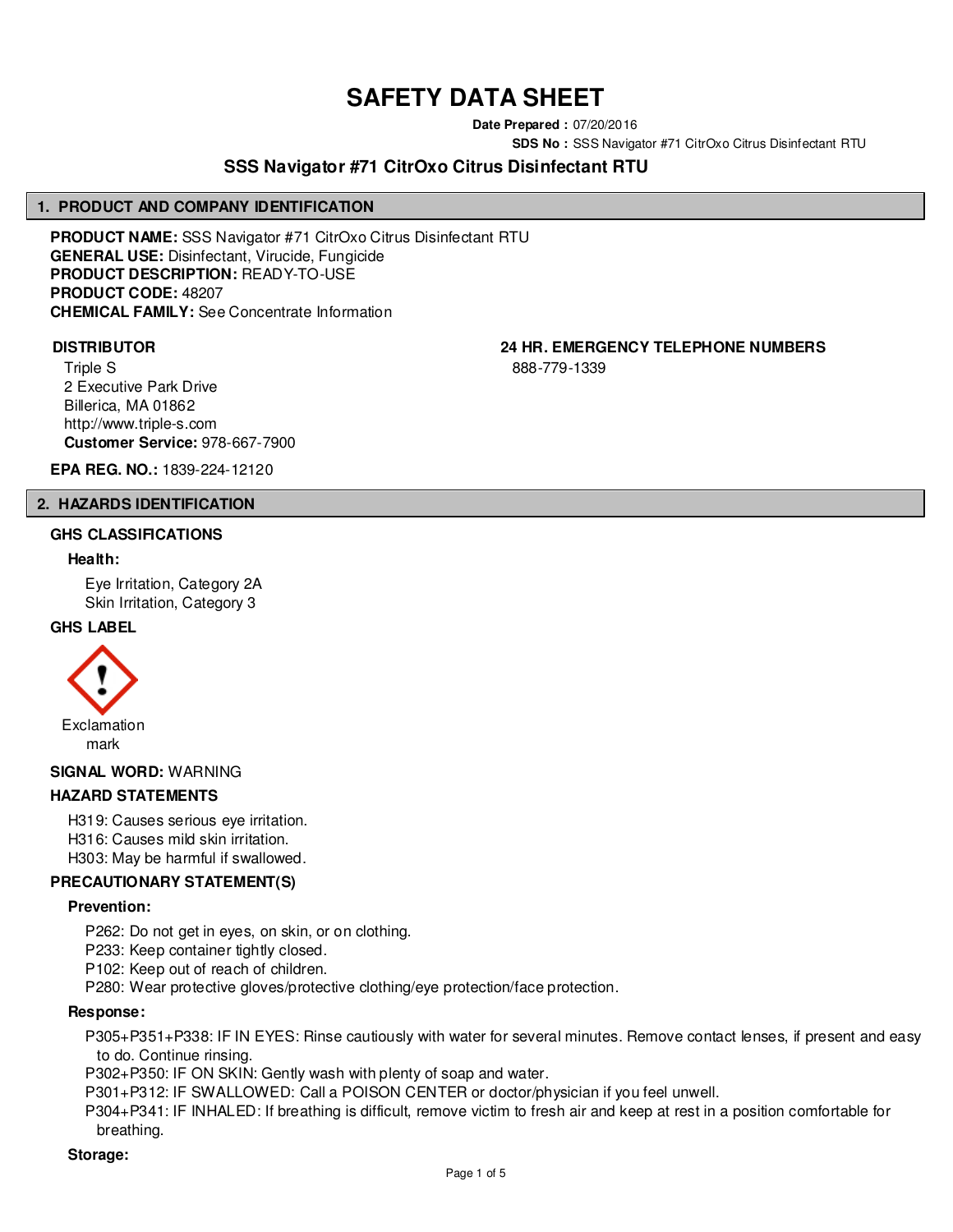# SAFETY DATA SHEET

**Date Prepared :** 07/20/2016

**SDS No :** SSS Navigator #71 CitrOxo Citrus Disinfectant RTU

## SSS Navigator #71 CitrOxo Citrus Disinfectant RTU

## 1. PRODUCT AND COMPANY IDENTIFICATION

**PRODUCT NAME:** SSS Navigator #71 CitrOxo Citrus Disinfectant RTU
**GENERAL USE:** Disinfectant, Virucide, Fungicide
**PRODUCT DESCRIPTION:** READY-TO-USE
**PRODUCT CODE:** 48207
**CHEMICAL FAMILY:** See Concentrate Information

**DISTRIBUTOR**

Triple S
2 Executive Park Drive
Billerica, MA 01862
http://www.triple-s.com
**Customer Service:** 978-667-7900

**24 HR. EMERGENCY TELEPHONE NUMBERS**

888-779-1339

**EPA REG. NO.:** 1839-224-12120

## 2. HAZARDS IDENTIFICATION

### GHS CLASSIFICATIONS

**Health:**

Eye Irritation, Category 2A
Skin Irritation, Category 3

### GHS LABEL

Exclamation mark

**SIGNAL WORD:** WARNING

### HAZARD STATEMENTS

H319: Causes serious eye irritation.
H316: Causes mild skin irritation.
H303: May be harmful if swallowed.

### PRECAUTIONARY STATEMENT(S)

**Prevention:**

P262: Do not get in eyes, on skin, or on clothing.
P233: Keep container tightly closed.
P102: Keep out of reach of children.
P280: Wear protective gloves/protective clothing/eye protection/face protection.

**Response:**

P305+P351+P338: IF IN EYES: Rinse cautiously with water for several minutes. Remove contact lenses, if present and easy to do. Continue rinsing.
P302+P350: IF ON SKIN: Gently wash with plenty of soap and water.
P301+P312: IF SWALLOWED: Call a POISON CENTER or doctor/physician if you feel unwell.
P304+P341: IF INHALED: If breathing is difficult, remove victim to fresh air and keep at rest in a position comfortable for breathing.

**Storage:**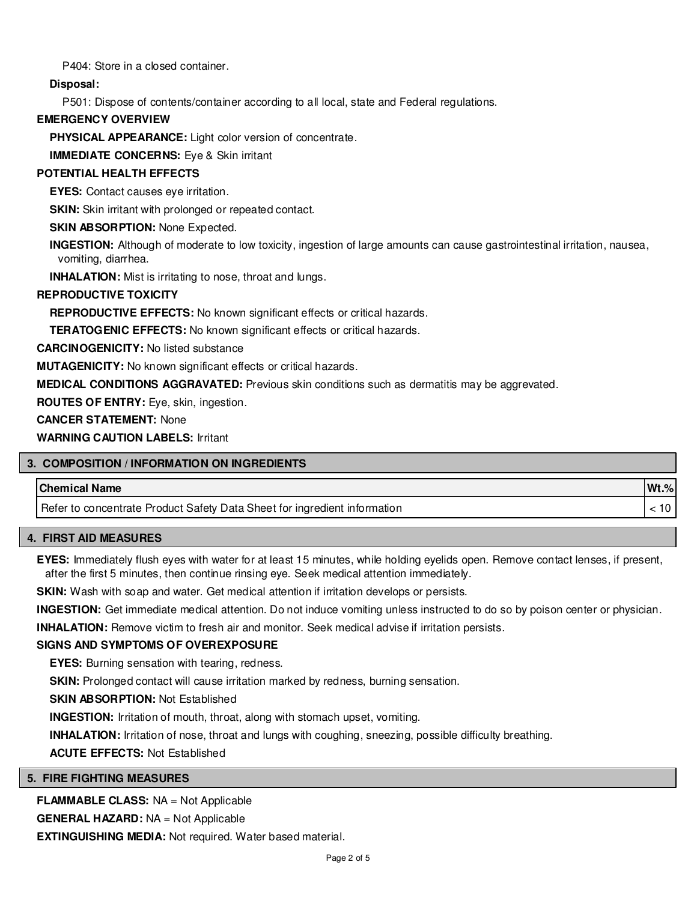P404: Store in a closed container.

**Disposal:**

P501: Dispose of contents/container according to all local, state and Federal regulations.

**EMERGENCY OVERVIEW**

**PHYSICAL APPEARANCE:** Light color version of concentrate.

**IMMEDIATE CONCERNS:** Eye & Skin irritant

**POTENTIAL HEALTH EFFECTS**

**EYES:** Contact causes eye irritation.

**SKIN:** Skin irritant with prolonged or repeated contact.

**SKIN ABSORPTION:** None Expected.

**INGESTION:** Although of moderate to low toxicity, ingestion of large amounts can cause gastrointestinal irritation, nausea, vomiting, diarrhea.

**INHALATION:** Mist is irritating to nose, throat and lungs.

**REPRODUCTIVE TOXICITY**

**REPRODUCTIVE EFFECTS:** No known significant effects or critical hazards.

**TERATOGENIC EFFECTS:** No known significant effects or critical hazards.

**CARCINOGENICITY:** No listed substance

**MUTAGENICITY:** No known significant effects or critical hazards.

**MEDICAL CONDITIONS AGGRAVATED:** Previous skin conditions such as dermatitis may be aggrevated.

**ROUTES OF ENTRY:** Eye, skin, ingestion.

**CANCER STATEMENT:** None

**WARNING CAUTION LABELS:** Irritant

## 3. COMPOSITION / INFORMATION ON INGREDIENTS

| Chemical Name | Wt.% |
|---|---|
| Refer to concentrate Product Safety Data Sheet for ingredient information | < 10 |

## 4. FIRST AID MEASURES

**EYES:** Immediately flush eyes with water for at least 15 minutes, while holding eyelids open. Remove contact lenses, if present, after the first 5 minutes, then continue rinsing eye. Seek medical attention immediately.

**SKIN:** Wash with soap and water. Get medical attention if irritation develops or persists.

**INGESTION:** Get immediate medical attention. Do not induce vomiting unless instructed to do so by poison center or physician.

**INHALATION:** Remove victim to fresh air and monitor. Seek medical advise if irritation persists.

**SIGNS AND SYMPTOMS OF OVEREXPOSURE**

**EYES:** Burning sensation with tearing, redness.

**SKIN:** Prolonged contact will cause irritation marked by redness, burning sensation.

**SKIN ABSORPTION:** Not Established

**INGESTION:** Irritation of mouth, throat, along with stomach upset, vomiting.

**INHALATION:** Irritation of nose, throat and lungs with coughing, sneezing, possible difficulty breathing.

**ACUTE EFFECTS:** Not Established

## 5. FIRE FIGHTING MEASURES

**FLAMMABLE CLASS:** NA = Not Applicable

**GENERAL HAZARD:** NA = Not Applicable

**EXTINGUISHING MEDIA:** Not required. Water based material.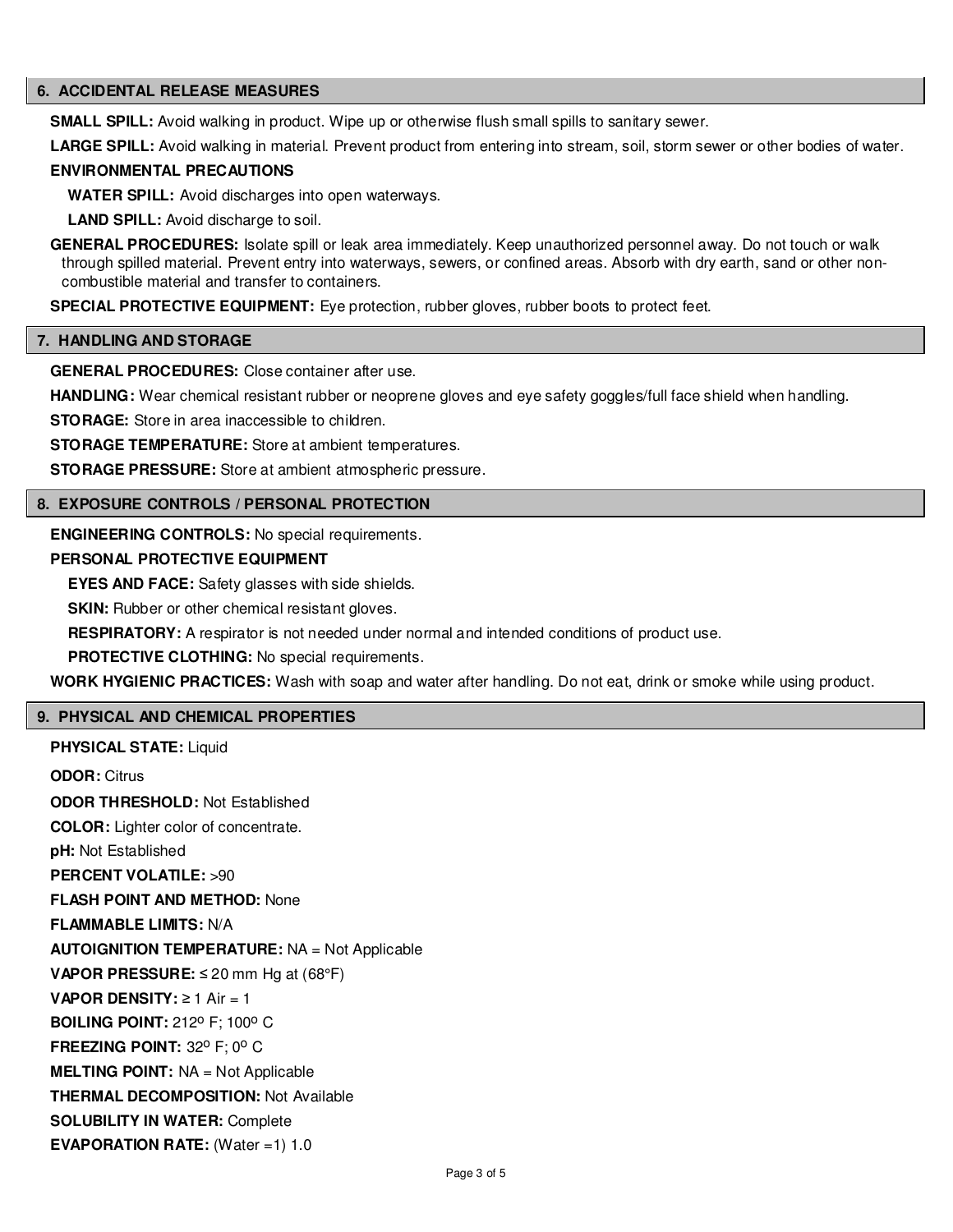## 6. ACCIDENTAL RELEASE MEASURES

**SMALL SPILL:** Avoid walking in product. Wipe up or otherwise flush small spills to sanitary sewer.

**LARGE SPILL:** Avoid walking in material. Prevent product from entering into stream, soil, storm sewer or other bodies of water.

**ENVIRONMENTAL PRECAUTIONS**

**WATER SPILL:** Avoid discharges into open waterways.

**LAND SPILL:** Avoid discharge to soil.

**GENERAL PROCEDURES:** Isolate spill or leak area immediately. Keep unauthorized personnel away. Do not touch or walk through spilled material. Prevent entry into waterways, sewers, or confined areas. Absorb with dry earth, sand or other non-combustible material and transfer to containers.

**SPECIAL PROTECTIVE EQUIPMENT:** Eye protection, rubber gloves, rubber boots to protect feet.

## 7. HANDLING AND STORAGE

**GENERAL PROCEDURES:** Close container after use.

**HANDLING:** Wear chemical resistant rubber or neoprene gloves and eye safety goggles/full face shield when handling.

**STORAGE:** Store in area inaccessible to children.

**STORAGE TEMPERATURE:** Store at ambient temperatures.

**STORAGE PRESSURE:** Store at ambient atmospheric pressure.

## 8. EXPOSURE CONTROLS / PERSONAL PROTECTION

**ENGINEERING CONTROLS:** No special requirements.

**PERSONAL PROTECTIVE EQUIPMENT**

**EYES AND FACE:** Safety glasses with side shields.

**SKIN:** Rubber or other chemical resistant gloves.

**RESPIRATORY:** A respirator is not needed under normal and intended conditions of product use.

**PROTECTIVE CLOTHING:** No special requirements.

**WORK HYGIENIC PRACTICES:** Wash with soap and water after handling. Do not eat, drink or smoke while using product.

## 9. PHYSICAL AND CHEMICAL PROPERTIES

**PHYSICAL STATE:** Liquid

**ODOR:** Citrus

**ODOR THRESHOLD:** Not Established

**COLOR:** Lighter color of concentrate.

**pH:** Not Established

**PERCENT VOLATILE:** >90

**FLASH POINT AND METHOD:** None

**FLAMMABLE LIMITS:** N/A

**AUTOIGNITION TEMPERATURE:** NA = Not Applicable

**VAPOR PRESSURE:** ≤ 20 mm Hg at (68°F)

**VAPOR DENSITY:** ≥ 1 Air = 1

**BOILING POINT:** 212º F; 100º C

**FREEZING POINT:** 32º F; 0º C

**MELTING POINT:** NA = Not Applicable

**THERMAL DECOMPOSITION:** Not Available

**SOLUBILITY IN WATER:** Complete

**EVAPORATION RATE:** (Water =1) 1.0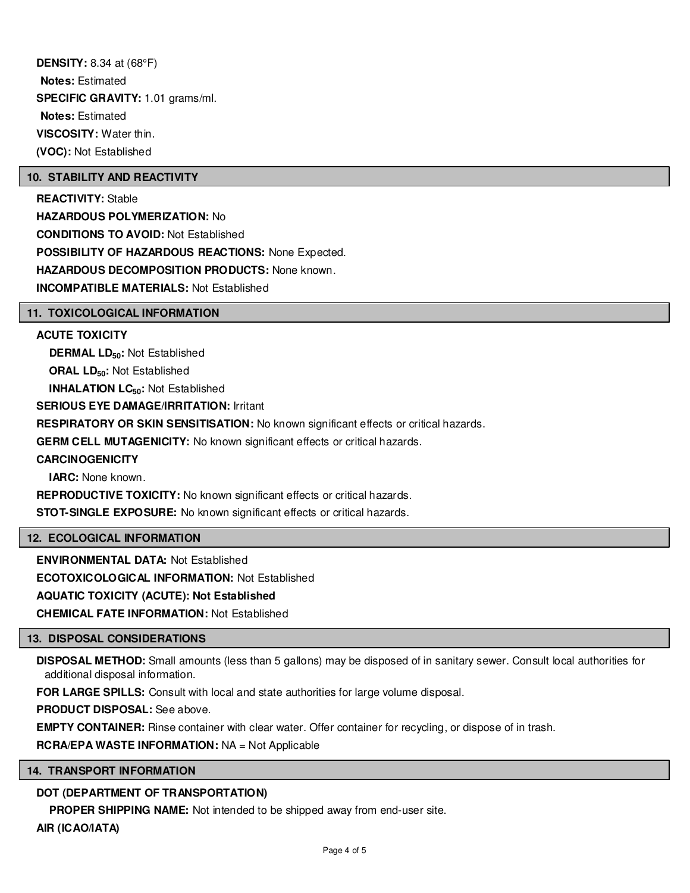**DENSITY:** 8.34 at (68°F)

**Notes:** Estimated

**SPECIFIC GRAVITY:** 1.01 grams/ml.

**Notes:** Estimated

**VISCOSITY:** Water thin.

**(VOC):** Not Established

## 10. STABILITY AND REACTIVITY

**REACTIVITY:** Stable

**HAZARDOUS POLYMERIZATION:** No

**CONDITIONS TO AVOID:** Not Established

**POSSIBILITY OF HAZARDOUS REACTIONS:** None Expected.

**HAZARDOUS DECOMPOSITION PRODUCTS:** None known.

**INCOMPATIBLE MATERIALS:** Not Established

## 11. TOXICOLOGICAL INFORMATION

**ACUTE TOXICITY**

**DERMAL $LD_{50}$:** Not Established

**ORAL $LD_{50}$:** Not Established

**INHALATION $LC_{50}$:** Not Established

**SERIOUS EYE DAMAGE/IRRITATION:** Irritant

**RESPIRATORY OR SKIN SENSITISATION:** No known significant effects or critical hazards.

**GERM CELL MUTAGENICITY:** No known significant effects or critical hazards.

**CARCINOGENICITY**

**IARC:** None known.

**REPRODUCTIVE TOXICITY:** No known significant effects or critical hazards.

**STOT-SINGLE EXPOSURE:** No known significant effects or critical hazards.

## 12. ECOLOGICAL INFORMATION

**ENVIRONMENTAL DATA:** Not Established

**ECOTOXICOLOGICAL INFORMATION:** Not Established

**AQUATIC TOXICITY (ACUTE): Not Established**

**CHEMICAL FATE INFORMATION:** Not Established

## 13. DISPOSAL CONSIDERATIONS

**DISPOSAL METHOD:** Small amounts (less than 5 gallons) may be disposed of in sanitary sewer. Consult local authorities for additional disposal information.

**FOR LARGE SPILLS:** Consult with local and state authorities for large volume disposal.

**PRODUCT DISPOSAL:** See above.

**EMPTY CONTAINER:** Rinse container with clear water. Offer container for recycling, or dispose of in trash.

**RCRA/EPA WASTE INFORMATION:** NA = Not Applicable

## 14. TRANSPORT INFORMATION

**DOT (DEPARTMENT OF TRANSPORTATION)**

**PROPER SHIPPING NAME:** Not intended to be shipped away from end-user site.

**AIR (ICAO/IATA)**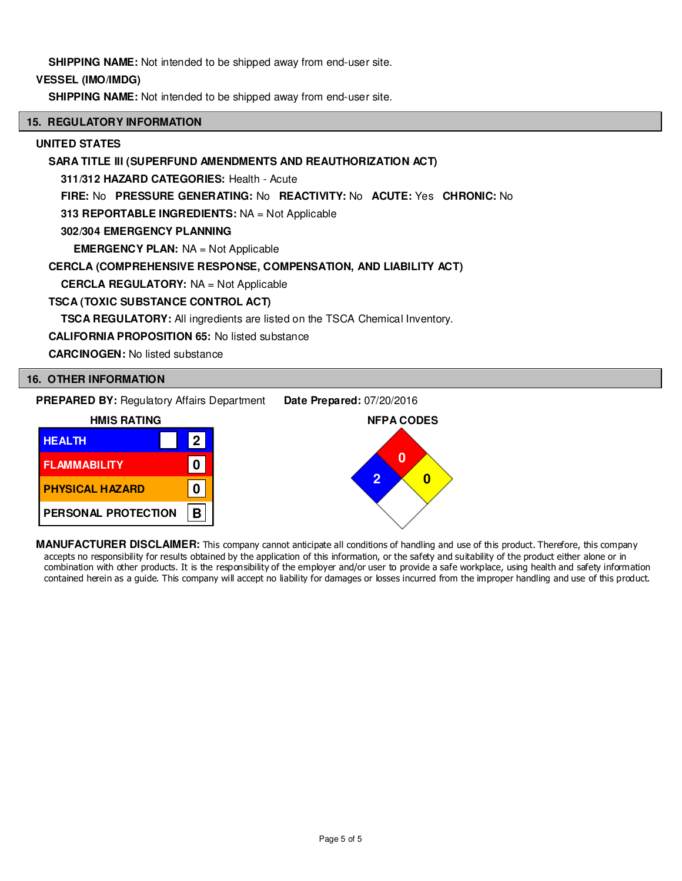**SHIPPING NAME:** Not intended to be shipped away from end-user site.

**VESSEL (IMO/IMDG)**

**SHIPPING NAME:** Not intended to be shipped away from end-user site.

## 15. REGULATORY INFORMATION

**UNITED STATES**

**SARA TITLE III (SUPERFUND AMENDMENTS AND REAUTHORIZATION ACT)**

**311/312 HAZARD CATEGORIES:** Health - Acute

**FIRE:** No **PRESSURE GENERATING:** No **REACTIVITY:** No **ACUTE:** Yes **CHRONIC:** No

**313 REPORTABLE INGREDIENTS:** NA = Not Applicable

**302/304 EMERGENCY PLANNING**

**EMERGENCY PLAN:** NA = Not Applicable

**CERCLA (COMPREHENSIVE RESPONSE, COMPENSATION, AND LIABILITY ACT)**

**CERCLA REGULATORY:** NA = Not Applicable

**TSCA (TOXIC SUBSTANCE CONTROL ACT)**

**TSCA REGULATORY:** All ingredients are listed on the TSCA Chemical Inventory.

**CALIFORNIA PROPOSITION 65:** No listed substance

**CARCINOGEN:** No listed substance

## 16. OTHER INFORMATION

**PREPARED BY:** Regulatory Affairs Department **Date Prepared:** 07/20/2016

**HMIS RATING**

| | |
|---|---|
| HEALTH | 2 |
| FLAMMABILITY | 0 |
| PHYSICAL HAZARD | 0 |
| PERSONAL PROTECTION | B |

**NFPA CODES**

0
2
0

**MANUFACTURER DISCLAIMER:** This company cannot anticipate all conditions of handling and use of this product. Therefore, this company accepts no responsibility for results obtained by the application of this information, or the safety and suitability of the product either alone or in combination with other products. It is the responsibility of the employer and/or user to provide a safe workplace, using health and safety information contained herein as a guide. This company will accept no liability for damages or losses incurred from the improper handling and use of this product.